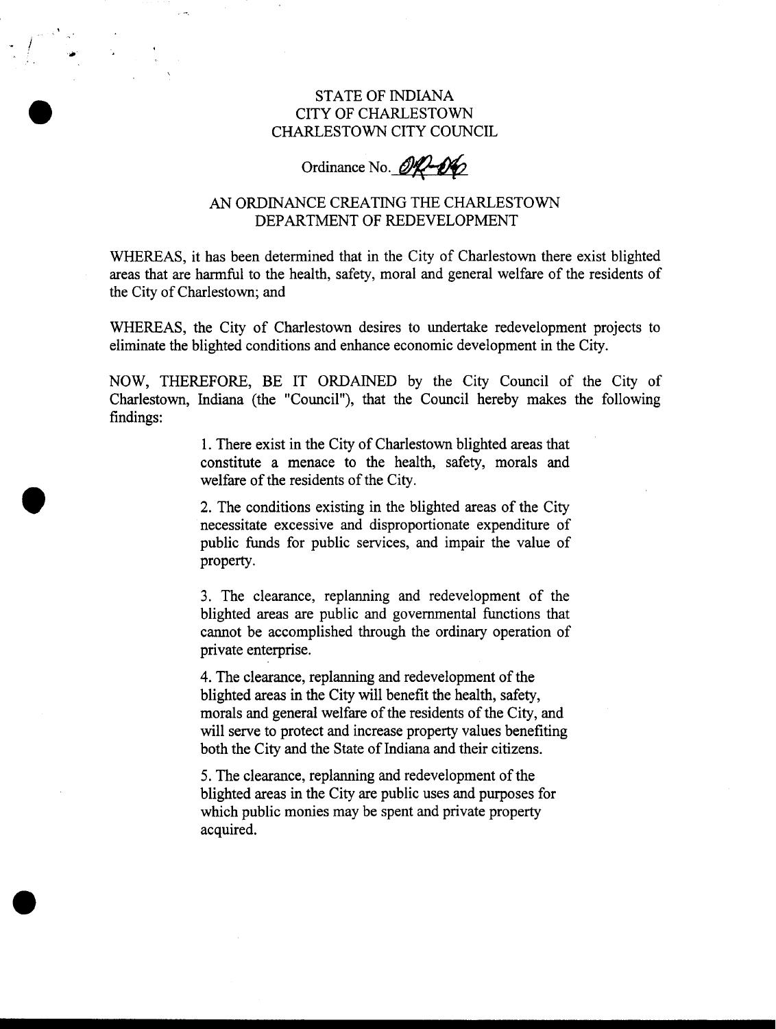STATE OF INDIANA
CITY OF CHARLESTOWN
CHARLESTOWN CITY COUNCIL

Ordinance No. 02-06

# AN ORDINANCE CREATING THE CHARLESTOWN DEPARTMENT OF REDEVELOPMENT

WHEREAS, it has been determined that in the City of Charlestown there exist blighted areas that are harmful to the health, safety, moral and general welfare of the residents of the City of Charlestown; and

WHEREAS, the City of Charlestown desires to undertake redevelopment projects to eliminate the blighted conditions and enhance economic development in the City.

NOW, THEREFORE, BE IT ORDAINED by the City Council of the City of Charlestown, Indiana (the "Council"), that the Council hereby makes the following findings:

1. There exist in the City of Charlestown blighted areas that constitute a menace to the health, safety, morals and welfare of the residents of the City.

2. The conditions existing in the blighted areas of the City necessitate excessive and disproportionate expenditure of public funds for public services, and impair the value of property.

3. The clearance, replanning and redevelopment of the blighted areas are public and governmental functions that cannot be accomplished through the ordinary operation of private enterprise.

4. The clearance, replanning and redevelopment of the blighted areas in the City will benefit the health, safety, morals and general welfare of the residents of the City, and will serve to protect and increase property values benefiting both the City and the State of Indiana and their citizens.

5. The clearance, replanning and redevelopment of the blighted areas in the City are public uses and purposes for which public monies may be spent and private property acquired.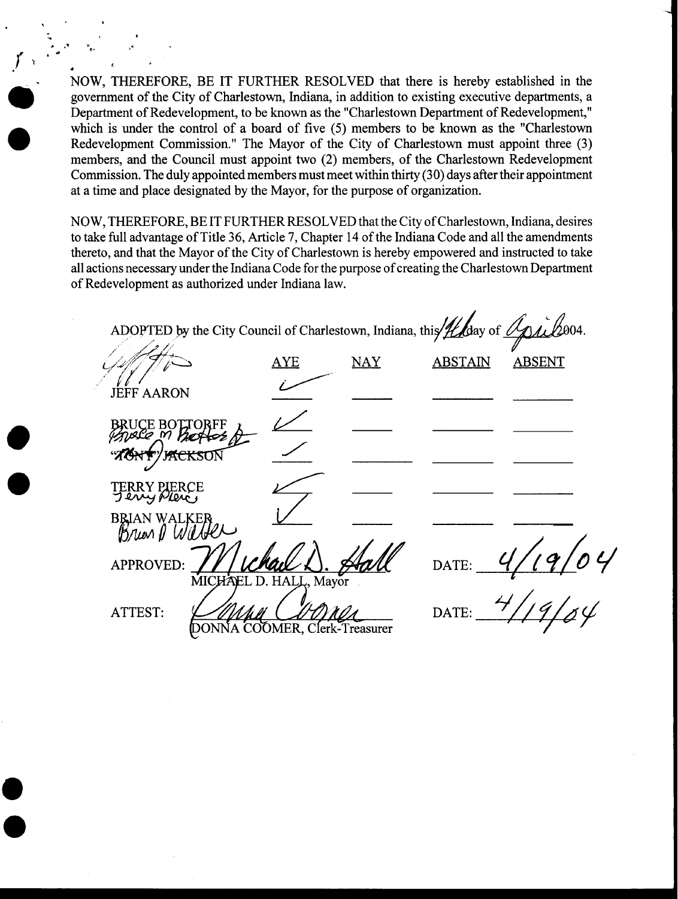NOW, THEREFORE, BE IT FURTHER RESOLVED that there is hereby established in the government of the City of Charlestown, Indiana, in addition to existing executive departments, a Department of Redevelopment, to be known as the "Charlestown Department of Redevelopment," which is under the control of a board of five (5) members to be known as the "Charlestown Redevelopment Commission." The Mayor of the City of Charlestown must appoint three (3) members, and the Council must appoint two (2) members, of the Charlestown Redevelopment Commission. The duly appointed members must meet within thirty (30) days after their appointment at a time and place designated by the Mayor, for the purpose of organization.

NOW, THEREFORE, BE IT FURTHER RESOLVED that the City of Charlestown, Indiana, desires to take full advantage of Title 36, Article 7, Chapter 14 of the Indiana Code and all the amendments thereto, and that the Mayor of the City of Charlestown is hereby empowered and instructed to take all actions necessary under the Indiana Code for the purpose of creating the Charlestown Department of Redevelopment as authorized under Indiana law.

ADOPTED by the City Council of Charlestown, Indiana, this 19th day of April 2004.

| | AYE | NAY | ABSTAIN | ABSENT |
|---|---|---|---|---|
| JEFF AARON | ✓ | | | |
| BRUCE BOTTORFF | ✓ | | | |
| "TONY" JACKSON | ✓ | | | |
| TERRY PIERCE | ✓ | | | |
| BRIAN WALKER | ✓ | | | |

APPROVED: Michael D. Hall
MICHAEL D. HALL, Mayor
DATE: 4/19/04

ATTEST: Donna Coomer
DONNA COOMER, Clerk-Treasurer
DATE: 4/19/04